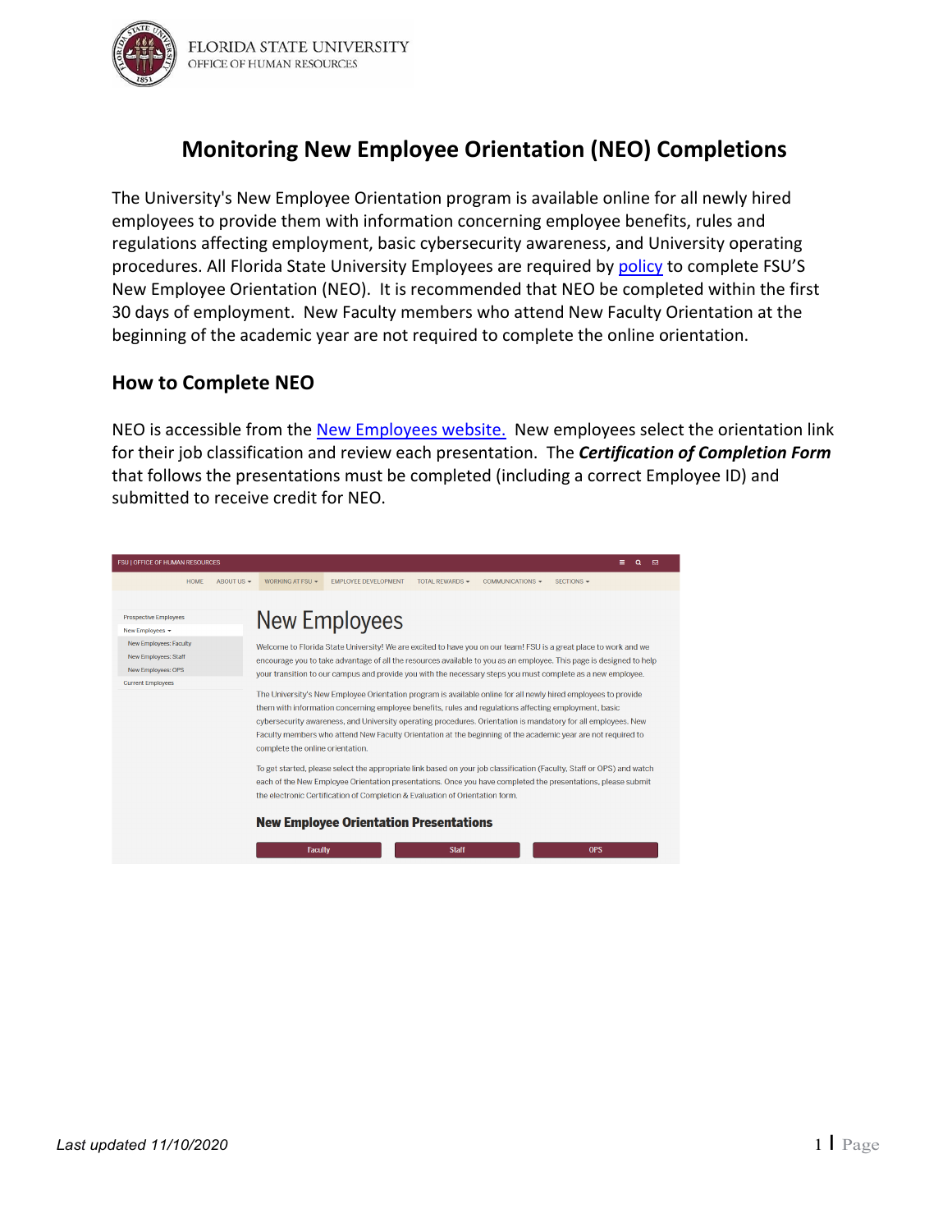FLORIDA STATE UNIVERSITY
OFFICE OF HUMAN RESOURCES

# Monitoring New Employee Orientation (NEO) Completions

The University's New Employee Orientation program is available online for all newly hired employees to provide them with information concerning employee benefits, rules and regulations affecting employment, basic cybersecurity awareness, and University operating procedures. All Florida State University Employees are required by policy to complete FSU'S New Employee Orientation (NEO). It is recommended that NEO be completed within the first 30 days of employment. New Faculty members who attend New Faculty Orientation at the beginning of the academic year are not required to complete the online orientation.

## How to Complete NEO

NEO is accessible from the New Employees website. New employees select the orientation link for their job classification and review each presentation. The ***Certification of Completion Form*** that follows the presentations must be completed (including a correct Employee ID) and submitted to receive credit for NEO.

FSU | OFFICE OF HUMAN RESOURCES

HOME | ABOUT US | WORKING AT FSU | EMPLOYEE DEVELOPMENT | TOTAL REWARDS | COMMUNICATIONS | SECTIONS

- Prospective Employees
- New Employees
  - New Employees: Faculty
  - New Employees: Staff
  - New Employees: OPS
- Current Employees

# New Employees

Welcome to Florida State University! We are excited to have you on our team! FSU is a great place to work and we encourage you to take advantage of all the resources available to you as an employee. This page is designed to help your transition to our campus and provide you with the necessary steps you must complete as a new employee.

The University's New Employee Orientation program is available online for all newly hired employees to provide them with information concerning employee benefits, rules and regulations affecting employment, basic cybersecurity awareness, and University operating procedures. Orientation is mandatory for all employees. New Faculty members who attend New Faculty Orientation at the beginning of the academic year are not required to complete the online orientation.

To get started, please select the appropriate link based on your job classification (Faculty, Staff or OPS) and watch each of the New Employee Orientation presentations. Once you have completed the presentations, please submit the electronic Certification of Completion & Evaluation of Orientation form.

**New Employee Orientation Presentations**

Faculty | Staff | OPS

*Last updated 11/10/2020*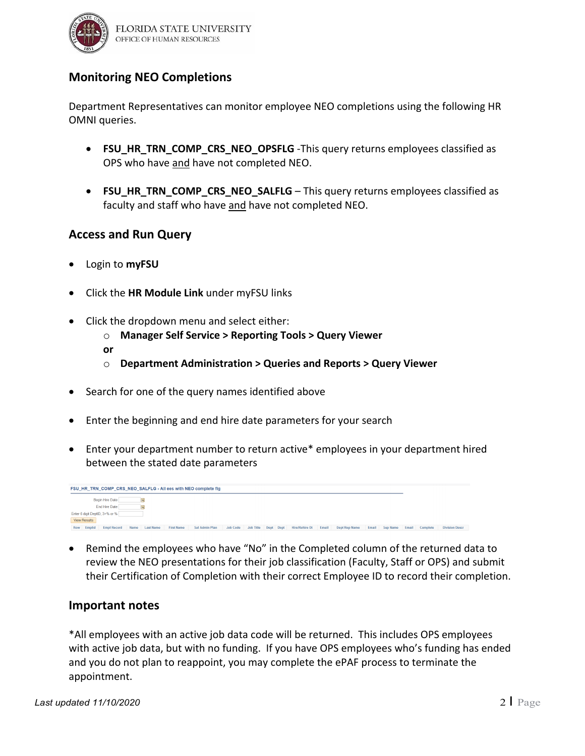## Monitoring NEO Completions

Department Representatives can monitor employee NEO completions using the following HR OMNI queries.

- **FSU_HR_TRN_COMP_CRS_NEO_OPSFLG** -This query returns employees classified as OPS who have <u>and</u> have not completed NEO.
- **FSU_HR_TRN_COMP_CRS_NEO_SALFLG** – This query returns employees classified as faculty and staff who have <u>and</u> have not completed NEO.

## Access and Run Query

- Login to **myFSU**
- Click the **HR Module Link** under myFSU links
- Click the dropdown menu and select either:
  - **Manager Self Service > Reporting Tools > Query Viewer**

  **or**
  - **Department Administration > Queries and Reports > Query Viewer**
- Search for one of the query names identified above
- Enter the beginning and end hire date parameters for your search
- Enter your department number to return active* employees in your department hired between the stated date parameters

FSU_HR_TRN_COMP_CRS_NEO_SALFLG - All ees with NEO complete flg

Begin Hire Date

End Hire Date

Enter 6 digit DeptID, 3+% or %

View Results

| Row | Emplid | Empl Record | Name | Last Name | First Name | Sal Admin Plan | Job Code | Job Title | Dept | Dept | Hire/Rehire Dt | Email | Dept Rep Name | Email | Sup Name | Email | Complete | Division Descr |
|---|---|---|---|---|---|---|---|---|---|---|---|---|---|---|---|---|---|---|

- Remind the employees who have “No” in the Completed column of the returned data to review the NEO presentations for their job classification (Faculty, Staff or OPS) and submit their Certification of Completion with their correct Employee ID to record their completion.

## Important notes

*All employees with an active job data code will be returned. This includes OPS employees with active job data, but with no funding. If you have OPS employees who’s funding has ended and you do not plan to reappoint, you may complete the ePAF process to terminate the appointment.

*Last updated 11/10/2020*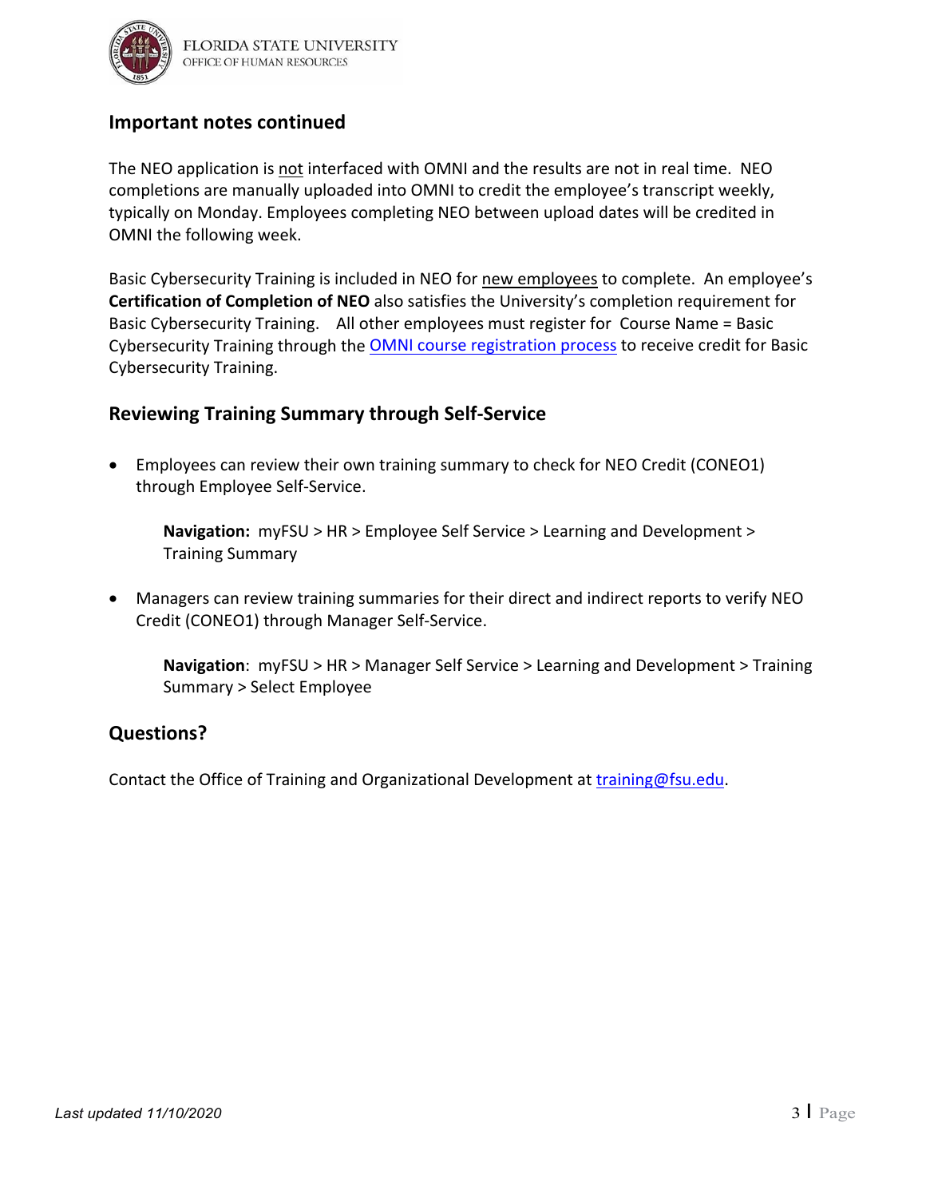## Important notes continued

The NEO application is not interfaced with OMNI and the results are not in real time. NEO completions are manually uploaded into OMNI to credit the employee's transcript weekly, typically on Monday. Employees completing NEO between upload dates will be credited in OMNI the following week.

Basic Cybersecurity Training is included in NEO for new employees to complete. An employee's **Certification of Completion of NEO** also satisfies the University's completion requirement for Basic Cybersecurity Training. All other employees must register for Course Name = Basic Cybersecurity Training through the OMNI course registration process to receive credit for Basic Cybersecurity Training.

## Reviewing Training Summary through Self-Service

- Employees can review their own training summary to check for NEO Credit (CONEO1) through Employee Self-Service.

  **Navigation:** myFSU > HR > Employee Self Service > Learning and Development > Training Summary

- Managers can review training summaries for their direct and indirect reports to verify NEO Credit (CONEO1) through Manager Self-Service.

  **Navigation**: myFSU > HR > Manager Self Service > Learning and Development > Training Summary > Select Employee

## Questions?

Contact the Office of Training and Organizational Development at training@fsu.edu.

*Last updated 11/10/2020*